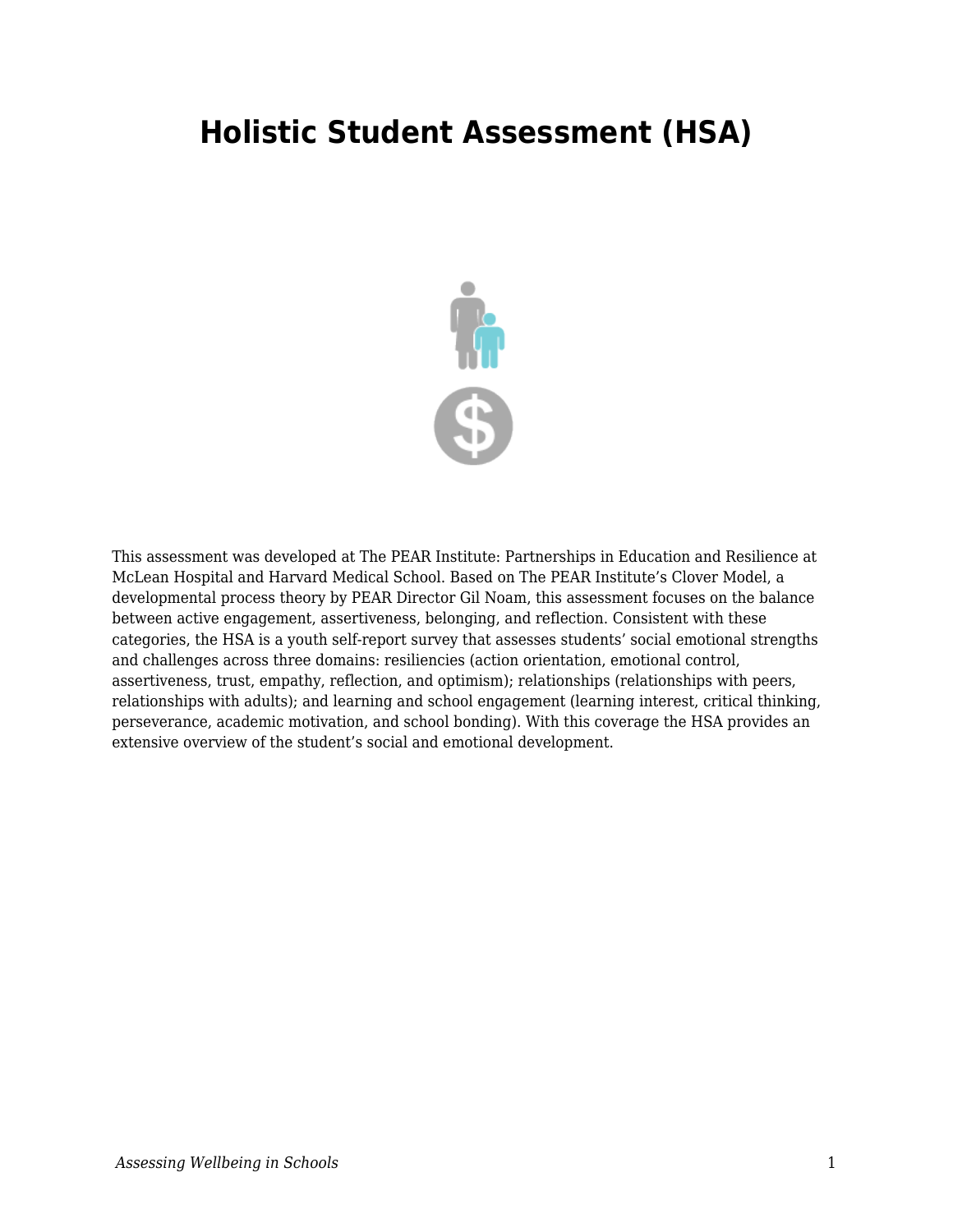# Holistic Student Assessment (HSA)

This assessment was developed at The PEAR Institute: Partnerships in Education and Resilience at McLean Hospital and Harvard Medical School. Based on The PEAR Institute's Clover Model, a developmental process theory by PEAR Director Gil Noam, this assessment focuses on the balance between active engagement, assertiveness, belonging, and reflection. Consistent with these categories, the HSA is a youth self-report survey that assesses students' social emotional strengths and challenges across three domains: resiliencies (action orientation, emotional control, assertiveness, trust, empathy, reflection, and optimism); relationships (relationships with peers, relationships with adults); and learning and school engagement (learning interest, critical thinking, perseverance, academic motivation, and school bonding). With this coverage the HSA provides an extensive overview of the student's social and emotional development.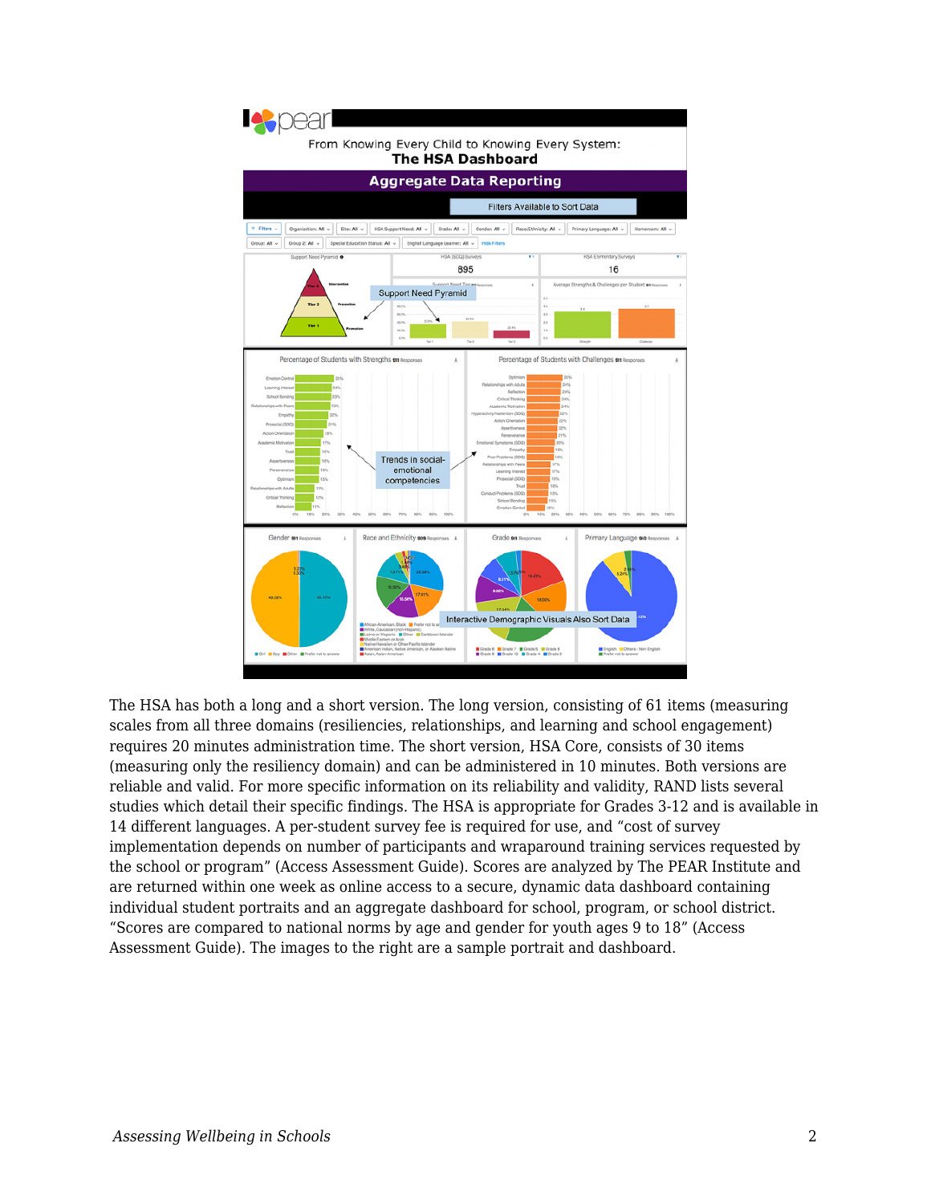The HSA has both a long and a short version. The long version, consisting of 61 items (measuring scales from all three domains (resiliencies, relationships, and learning and school engagement) requires 20 minutes administration time. The short version, HSA Core, consists of 30 items (measuring only the resiliency domain) and can be administered in 10 minutes. Both versions are reliable and valid. For more specific information on its reliability and validity, RAND lists several studies which detail their specific findings. The HSA is appropriate for Grades 3-12 and is available in 14 different languages. A per-student survey fee is required for use, and “cost of survey implementation depends on number of participants and wraparound training services requested by the school or program” (Access Assessment Guide). Scores are analyzed by The PEAR Institute and are returned within one week as online access to a secure, dynamic data dashboard containing individual student portraits and an aggregate dashboard for school, program, or school district. “Scores are compared to national norms by age and gender for youth ages 9 to 18” (Access Assessment Guide). The images to the right are a sample portrait and dashboard.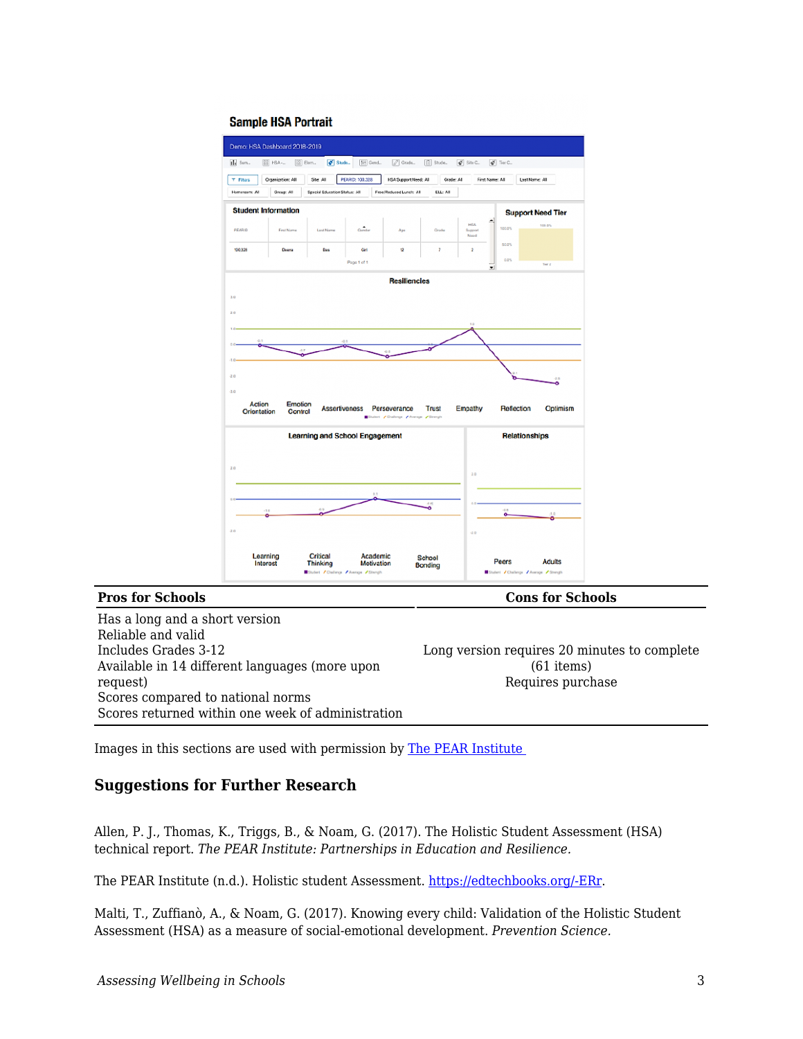**Sample HSA Portrait**

| Pros for Schools | Cons for Schools |
| --- | --- |
| Has a long and a short version<br>Reliable and valid<br>Includes Grades 3-12<br>Available in 14 different languages (more upon request)<br>Scores compared to national norms<br>Scores returned within one week of administration | Long version requires 20 minutes to complete (61 items)<br>Requires purchase |

Images in this sections are used with permission by [The PEAR Institute](https://edtechbooks.org/-ERr)

### Suggestions for Further Research

Allen, P. J., Thomas, K., Triggs, B., & Noam, G. (2017). The Holistic Student Assessment (HSA) technical report. *The PEAR Institute: Partnerships in Education and Resilience.*

The PEAR Institute (n.d.). Holistic student Assessment. [https://edtechbooks.org/-ERr](https://edtechbooks.org/-ERr).

Malti, T., Zuffianò, A., & Noam, G. (2017). Knowing every child: Validation of the Holistic Student Assessment (HSA) as a measure of social-emotional development. *Prevention Science.*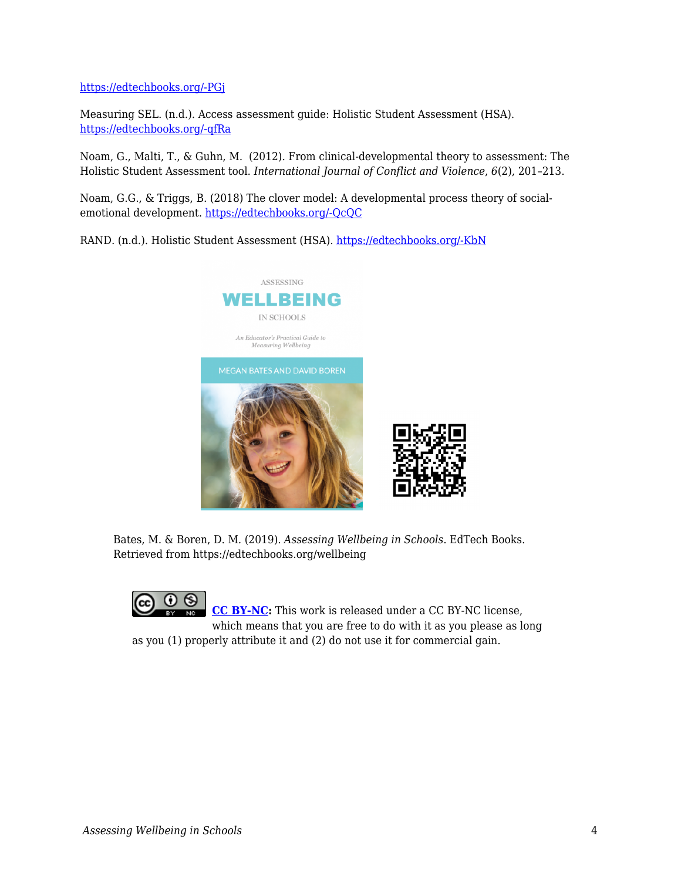https://edtechbooks.org/-PGj

Measuring SEL. (n.d.). Access assessment guide: Holistic Student Assessment (HSA). https://edtechbooks.org/-qfRa

Noam, G., Malti, T., & Guhn, M. (2012). From clinical-developmental theory to assessment: The Holistic Student Assessment tool. *International Journal of Conflict and Violence*, *6*(2), 201–213.

Noam, G.G., & Triggs, B. (2018) The clover model: A developmental process theory of social-emotional development. https://edtechbooks.org/-QcQC

RAND. (n.d.). Holistic Student Assessment (HSA). https://edtechbooks.org/-KbN

Bates, M. & Boren, D. M. (2019). *Assessing Wellbeing in Schools*. EdTech Books. Retrieved from https://edtechbooks.org/wellbeing

**CC BY-NC:** This work is released under a CC BY-NC license, which means that you are free to do with it as you please as long as you (1) properly attribute it and (2) do not use it for commercial gain.